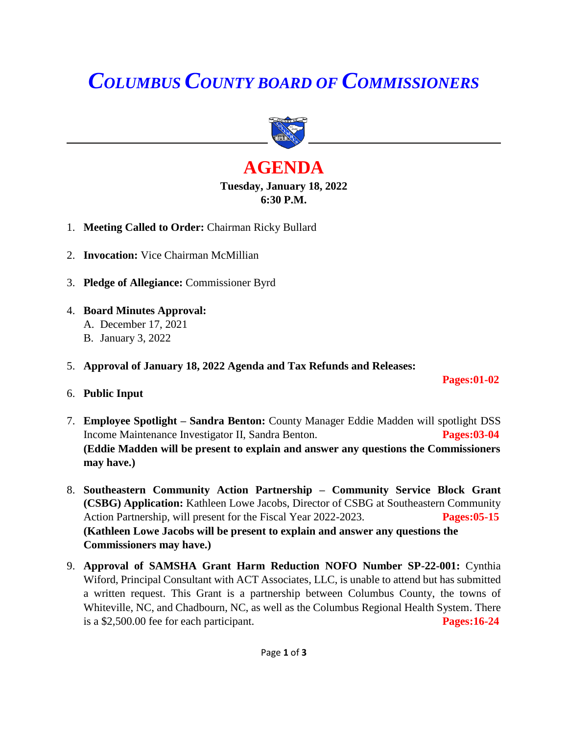# *COLUMBUS COUNTY BOARD OF COMMISSIONERS*

## AGENDA

**Tuesday, January 18, 2022**
**6:30 P.M.**

1. **Meeting Called to Order:** Chairman Ricky Bullard

2. **Invocation:** Vice Chairman McMillian

3. **Pledge of Allegiance:** Commissioner Byrd

4. **Board Minutes Approval:**
   A. December 17, 2021
   B. January 3, 2022

5. **Approval of January 18, 2022 Agenda and Tax Refunds and Releases:** **Pages:01-02**

6. **Public Input**

7. **Employee Spotlight – Sandra Benton:** County Manager Eddie Madden will spotlight DSS Income Maintenance Investigator II, Sandra Benton. **Pages:03-04**
   **(Eddie Madden will be present to explain and answer any questions the Commissioners may have.)**

8. **Southeastern Community Action Partnership – Community Service Block Grant (CSBG) Application:** Kathleen Lowe Jacobs, Director of CSBG at Southeastern Community Action Partnership, will present for the Fiscal Year 2022-2023. **Pages:05-15**
   **(Kathleen Lowe Jacobs will be present to explain and answer any questions the Commissioners may have.)**

9. **Approval of SAMSHA Grant Harm Reduction NOFO Number SP-22-001:** Cynthia Wiford, Principal Consultant with ACT Associates, LLC, is unable to attend but has submitted a written request. This Grant is a partnership between Columbus County, the towns of Whiteville, NC, and Chadbourn, NC, as well as the Columbus Regional Health System. There is a $2,500.00 fee for each participant. **Pages:16-24**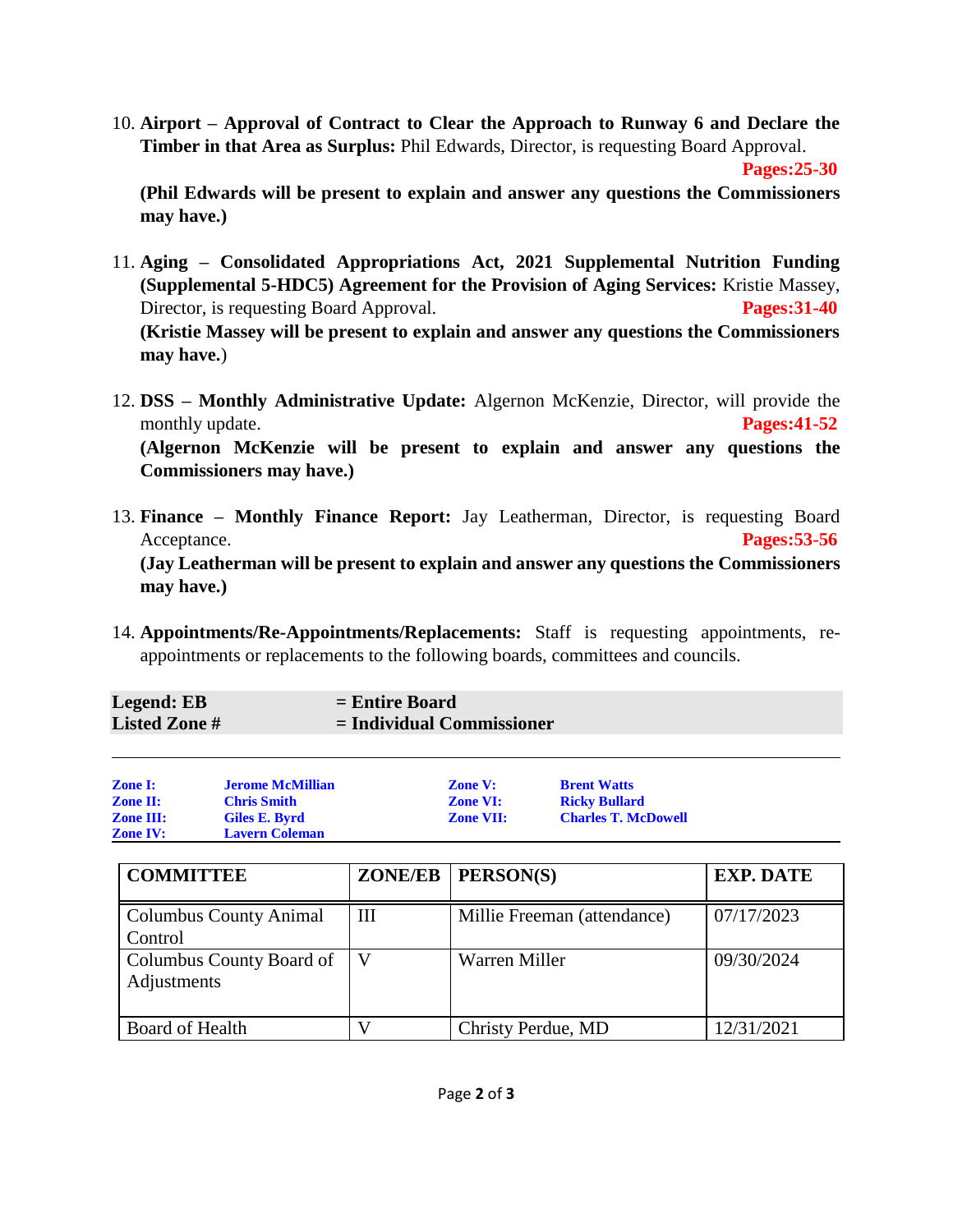10. **Airport – Approval of Contract to Clear the Approach to Runway 6 and Declare the Timber in that Area as Surplus:** Phil Edwards, Director, is requesting Board Approval. **Pages:25-30**
    **(Phil Edwards will be present to explain and answer any questions the Commissioners may have.)**

11. **Aging – Consolidated Appropriations Act, 2021 Supplemental Nutrition Funding (Supplemental 5-HDC5) Agreement for the Provision of Aging Services:** Kristie Massey, Director, is requesting Board Approval. **Pages:31-40**
    **(Kristie Massey will be present to explain and answer any questions the Commissioners may have.**)

12. **DSS – Monthly Administrative Update:** Algernon McKenzie, Director, will provide the monthly update. **Pages:41-52**
    **(Algernon McKenzie will be present to explain and answer any questions the Commissioners may have.)**

13. **Finance – Monthly Finance Report:** Jay Leatherman, Director, is requesting Board Acceptance. **Pages:53-56**
    **(Jay Leatherman will be present to explain and answer any questions the Commissioners may have.)**

14. **Appointments/Re-Appointments/Replacements:** Staff is requesting appointments, re-appointments or replacements to the following boards, committees and councils.

**Legend: EB** = **Entire Board**
**Listed Zone #** = **Individual Commissioner**

| | | | |
|---|---|---|---|
| **Zone I:** | **Jerome McMillian** | **Zone V:** | **Brent Watts** |
| **Zone II:** | **Chris Smith** | **Zone VI:** | **Ricky Bullard** |
| **Zone III:** | **Giles E. Byrd** | **Zone VII:** | **Charles T. McDowell** |
| **Zone IV:** | **Lavern Coleman** | | |

| COMMITTEE | ZONE/EB | PERSON(S) | EXP. DATE |
|---|---|---|---|
| Columbus County Animal Control | III | Millie Freeman (attendance) | 07/17/2023 |
| Columbus County Board of Adjustments | V | Warren Miller | 09/30/2024 |
| Board of Health | V | Christy Perdue, MD | 12/31/2021 |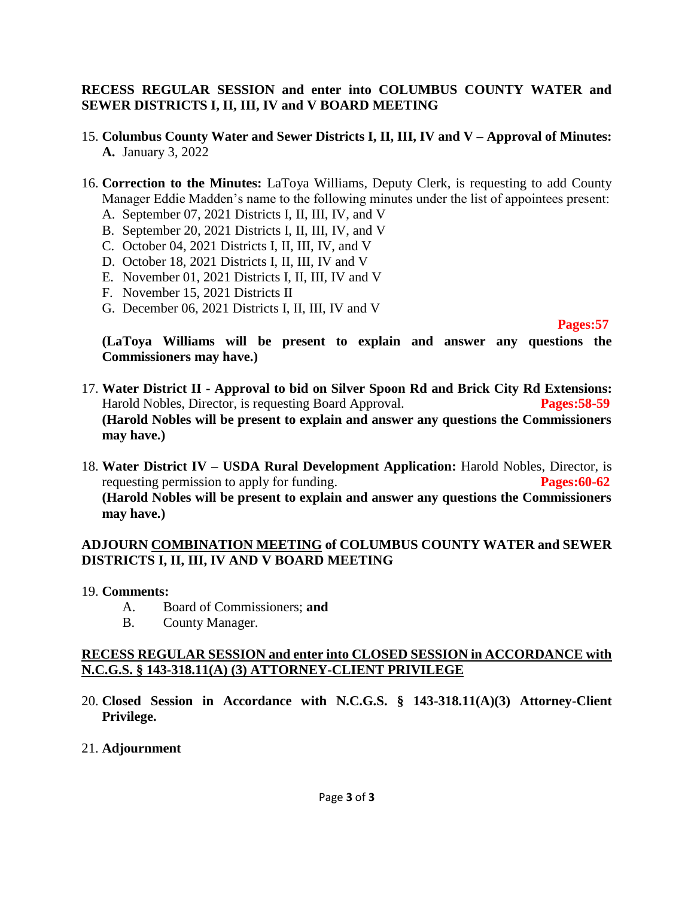**RECESS REGULAR SESSION and enter into COLUMBUS COUNTY WATER and SEWER DISTRICTS I, II, III, IV and V BOARD MEETING**

15. **Columbus County Water and Sewer Districts I, II, III, IV and V – Approval of Minutes:**
    **A.** January 3, 2022

16. **Correction to the Minutes:** LaToya Williams, Deputy Clerk, is requesting to add County Manager Eddie Madden's name to the following minutes under the list of appointees present:
    A. September 07, 2021 Districts I, II, III, IV, and V
    B. September 20, 2021 Districts I, II, III, IV, and V
    C. October 04, 2021 Districts I, II, III, IV, and V
    D. October 18, 2021 Districts I, II, III, IV and V
    E. November 01, 2021 Districts I, II, III, IV and V
    F. November 15, 2021 Districts II
    G. December 06, 2021 Districts I, II, III, IV and V

    **Pages:57**

    **(LaToya Williams will be present to explain and answer any questions the Commissioners may have.)**

17. **Water District II - Approval to bid on Silver Spoon Rd and Brick City Rd Extensions:** Harold Nobles, Director, is requesting Board Approval. **Pages:58-59**
    **(Harold Nobles will be present to explain and answer any questions the Commissioners may have.)**

18. **Water District IV – USDA Rural Development Application:** Harold Nobles, Director, is requesting permission to apply for funding. **Pages:60-62**
    **(Harold Nobles will be present to explain and answer any questions the Commissioners may have.)**

**ADJOURN <u>COMBINATION MEETING</u> of COLUMBUS COUNTY WATER and SEWER DISTRICTS I, II, III, IV AND V BOARD MEETING**

19. **Comments:**
    A. Board of Commissioners; **and**
    B. County Manager.

**<u>RECESS REGULAR SESSION and enter into CLOSED SESSION in ACCORDANCE with N.C.G.S. § 143-318.11(A) (3) ATTORNEY-CLIENT PRIVILEGE</u>**

20. **Closed Session in Accordance with N.C.G.S. § 143-318.11(A)(3) Attorney-Client Privilege.**

21. **Adjournment**